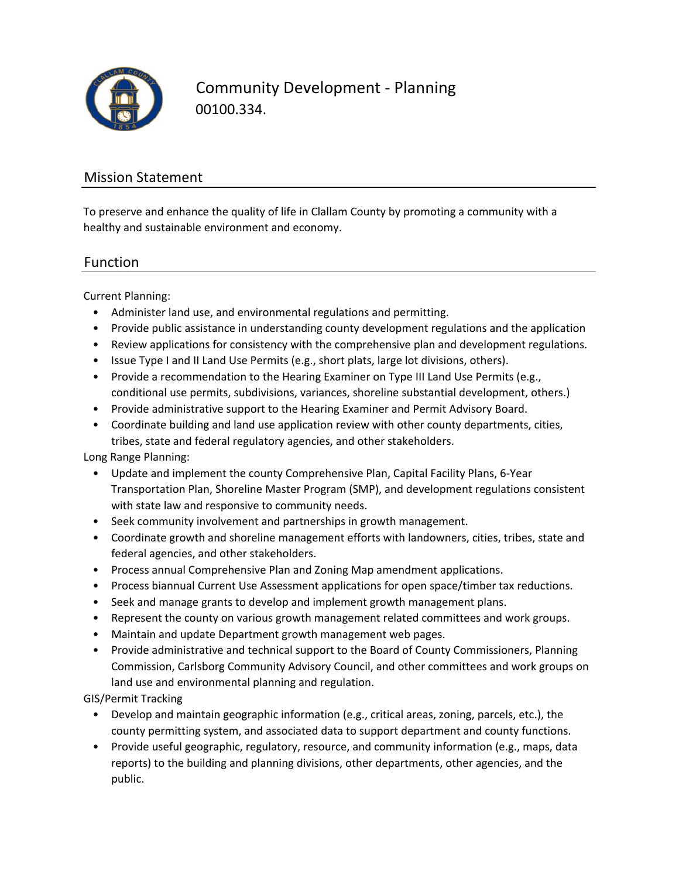# Community Development - Planning

00100.334.

## Mission Statement

To preserve and enhance the quality of life in Clallam County by promoting a community with a healthy and sustainable environment and economy.

## Function

Current Planning:

- Administer land use, and environmental regulations and permitting.
- Provide public assistance in understanding county development regulations and the application
- Review applications for consistency with the comprehensive plan and development regulations.
- Issue Type I and II Land Use Permits (e.g., short plats, large lot divisions, others).
- Provide a recommendation to the Hearing Examiner on Type III Land Use Permits (e.g., conditional use permits, subdivisions, variances, shoreline substantial development, others.)
- Provide administrative support to the Hearing Examiner and Permit Advisory Board.
- Coordinate building and land use application review with other county departments, cities, tribes, state and federal regulatory agencies, and other stakeholders.

Long Range Planning:

- Update and implement the county Comprehensive Plan, Capital Facility Plans, 6-Year Transportation Plan, Shoreline Master Program (SMP), and development regulations consistent with state law and responsive to community needs.
- Seek community involvement and partnerships in growth management.
- Coordinate growth and shoreline management efforts with landowners, cities, tribes, state and federal agencies, and other stakeholders.
- Process annual Comprehensive Plan and Zoning Map amendment applications.
- Process biannual Current Use Assessment applications for open space/timber tax reductions.
- Seek and manage grants to develop and implement growth management plans.
- Represent the county on various growth management related committees and work groups.
- Maintain and update Department growth management web pages.
- Provide administrative and technical support to the Board of County Commissioners, Planning Commission, Carlsborg Community Advisory Council, and other committees and work groups on land use and environmental planning and regulation.

GIS/Permit Tracking

- Develop and maintain geographic information (e.g., critical areas, zoning, parcels, etc.), the county permitting system, and associated data to support department and county functions.
- Provide useful geographic, regulatory, resource, and community information (e.g., maps, data reports) to the building and planning divisions, other departments, other agencies, and the public.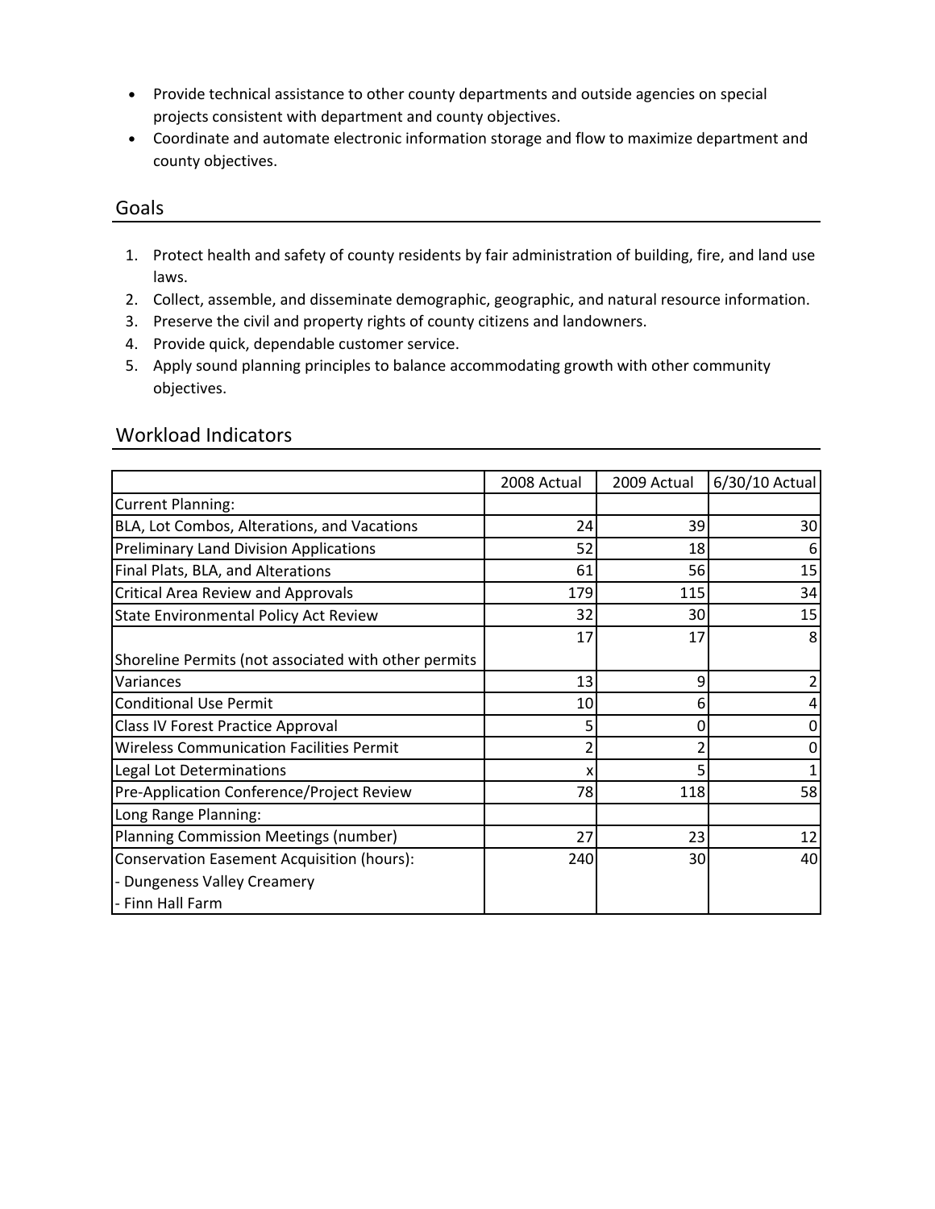- Provide technical assistance to other county departments and outside agencies on special projects consistent with department and county objectives.
- Coordinate and automate electronic information storage and flow to maximize department and county objectives.

## Goals

1. Protect health and safety of county residents by fair administration of building, fire, and land use laws.
2. Collect, assemble, and disseminate demographic, geographic, and natural resource information.
3. Preserve the civil and property rights of county citizens and landowners.
4. Provide quick, dependable customer service.
5. Apply sound planning principles to balance accommodating growth with other community objectives.

## Workload Indicators

| | 2008 Actual | 2009 Actual | 6/30/10 Actual |
|---|---|---|---|
| Current Planning: | | | |
| BLA, Lot Combos, Alterations, and Vacations | 24 | 39 | 30 |
| Preliminary Land Division Applications | 52 | 18 | 6 |
| Final Plats, BLA, and Alterations | 61 | 56 | 15 |
| Critical Area Review and Approvals | 179 | 115 | 34 |
| State Environmental Policy Act Review | 32 | 30 | 15 |
| Shoreline Permits (not associated with other permits | 17 | 17 | 8 |
| Variances | 13 | 9 | 2 |
| Conditional Use Permit | 10 | 6 | 4 |
| Class IV Forest Practice Approval | 5 | 0 | 0 |
| Wireless Communication Facilities Permit | 2 | 2 | 0 |
| Legal Lot Determinations | x | 5 | 1 |
| Pre-Application Conference/Project Review | 78 | 118 | 58 |
| Long Range Planning: | | | |
| Planning Commission Meetings (number) | 27 | 23 | 12 |
| Conservation Easement Acquisition (hours):<br>- Dungeness Valley Creamery<br>- Finn Hall Farm | 240 | 30 | 40 |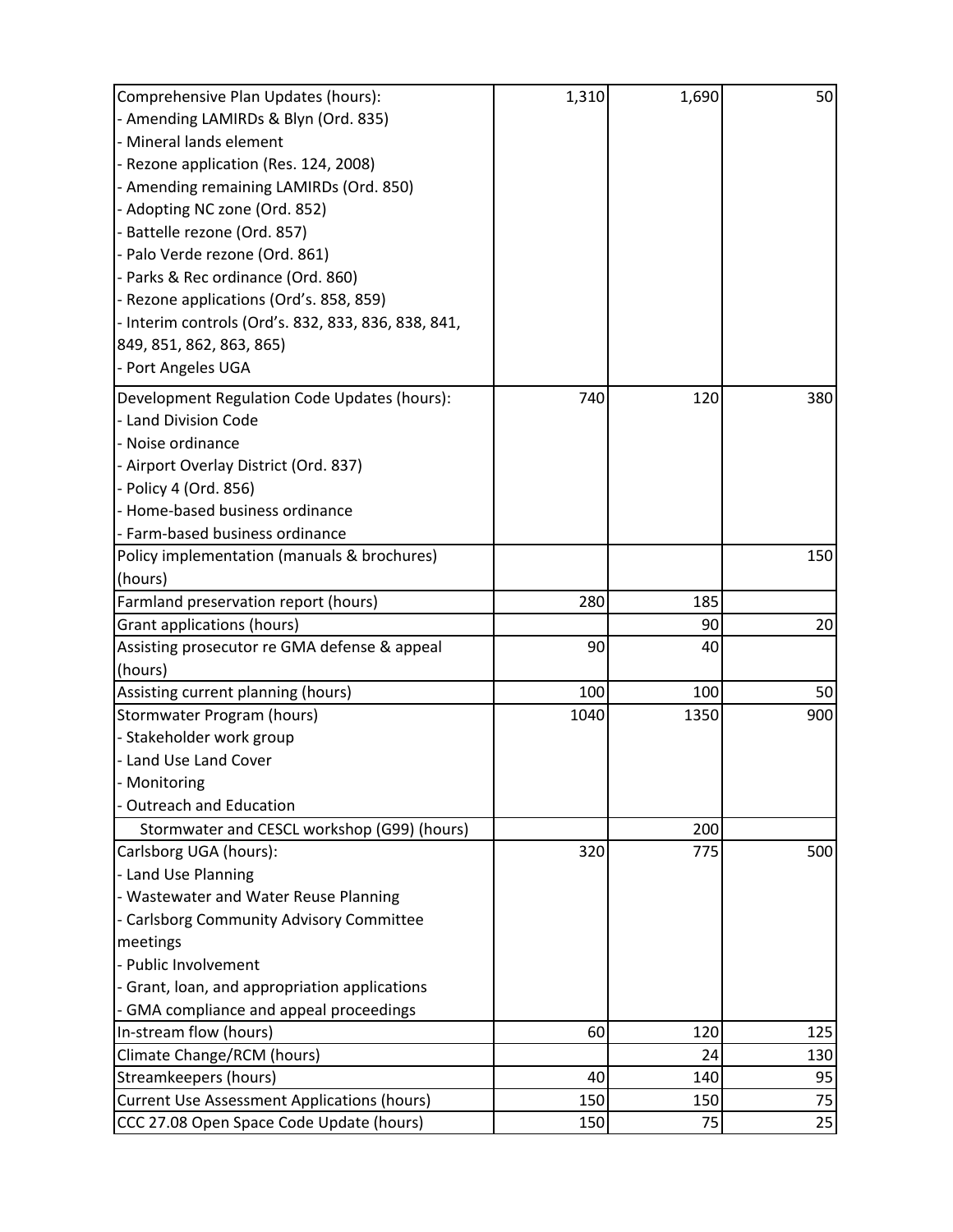| | | | |
|---|---|---|---|
| Comprehensive Plan Updates (hours):<br>- Amending LAMIRDs & Blyn (Ord. 835)<br>- Mineral lands element<br>- Rezone application (Res. 124, 2008)<br>- Amending remaining LAMIRDs (Ord. 850)<br>- Adopting NC zone (Ord. 852)<br>- Battelle rezone (Ord. 857)<br>- Palo Verde rezone (Ord. 861)<br>- Parks & Rec ordinance (Ord. 860)<br>- Rezone applications (Ord's. 858, 859)<br>- Interim controls (Ord's. 832, 833, 836, 838, 841, 849, 851, 862, 863, 865)<br>- Port Angeles UGA | 1,310 | 1,690 | 50 |
| Development Regulation Code Updates (hours):<br>- Land Division Code<br>- Noise ordinance<br>- Airport Overlay District (Ord. 837)<br>- Policy 4 (Ord. 856)<br>- Home-based business ordinance<br>- Farm-based business ordinance | 740 | 120 | 380 |
| Policy implementation (manuals & brochures) (hours) | | | 150 |
| Farmland preservation report (hours) | 280 | 185 | |
| Grant applications (hours) | | 90 | 20 |
| Assisting prosecutor re GMA defense & appeal (hours) | 90 | 40 | |
| Assisting current planning (hours) | 100 | 100 | 50 |
| Stormwater Program (hours)<br>- Stakeholder work group<br>- Land Use Land Cover<br>- Monitoring<br>- Outreach and Education | 1040 | 1350 | 900 |
| Stormwater and CESCL workshop (G99) (hours) | | 200 | |
| Carlsborg UGA (hours):<br>- Land Use Planning<br>- Wastewater and Water Reuse Planning<br>- Carlsborg Community Advisory Committee meetings<br>- Public Involvement<br>- Grant, loan, and appropriation applications<br>- GMA compliance and appeal proceedings | 320 | 775 | 500 |
| In-stream flow (hours) | 60 | 120 | 125 |
| Climate Change/RCM (hours) | | 24 | 130 |
| Streamkeepers (hours) | 40 | 140 | 95 |
| Current Use Assessment Applications (hours) | 150 | 150 | 75 |
| CCC 27.08 Open Space Code Update (hours) | 150 | 75 | 25 |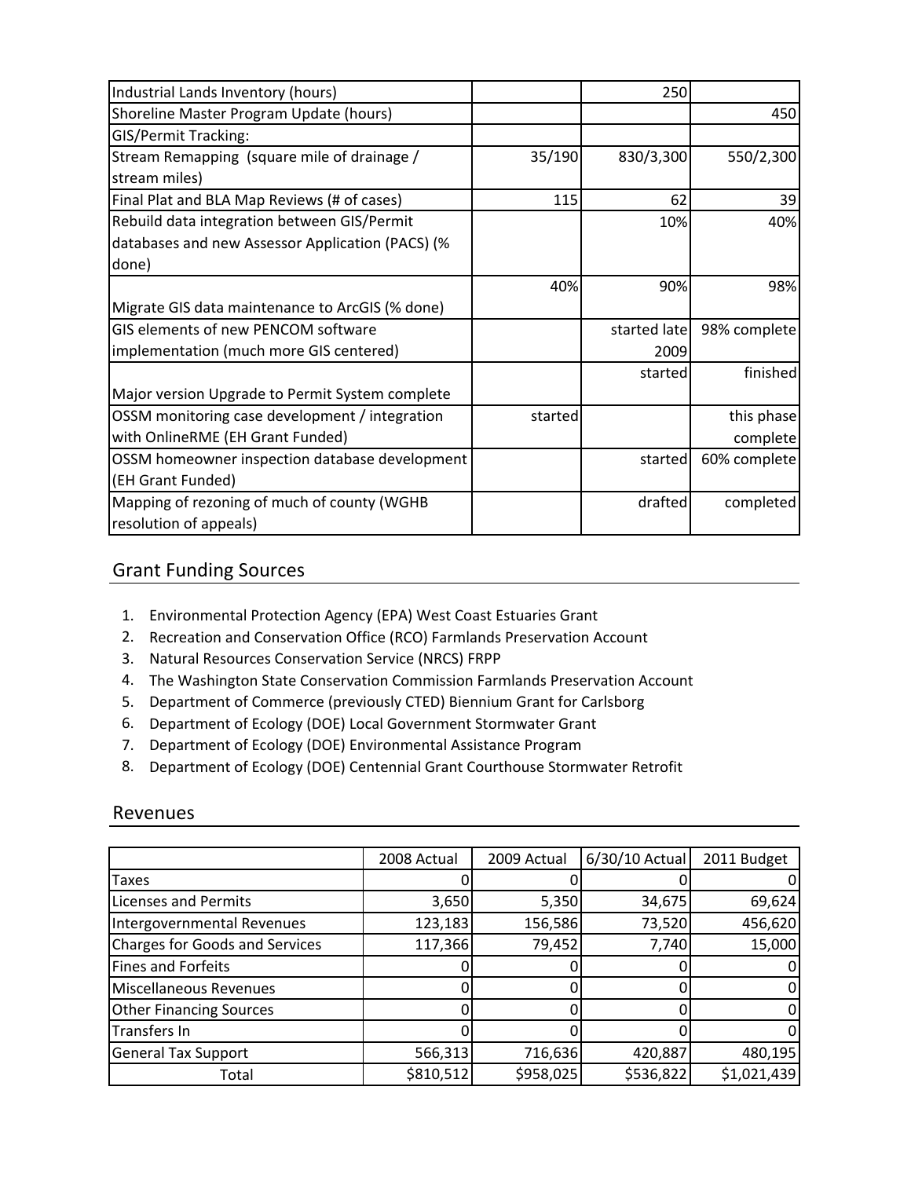| | | | |
|---|---|---|---|
| Industrial Lands Inventory (hours) | | 250 | |
| Shoreline Master Program Update (hours) | | | 450 |
| GIS/Permit Tracking: | | | |
| Stream Remapping (square mile of drainage / stream miles) | 35/190 | 830/3,300 | 550/2,300 |
| Final Plat and BLA Map Reviews (# of cases) | 115 | 62 | 39 |
| Rebuild data integration between GIS/Permit databases and new Assessor Application (PACS) (% done) | | 10% | 40% |
| Migrate GIS data maintenance to ArcGIS (% done) | 40% | 90% | 98% |
| GIS elements of new PENCOM software implementation (much more GIS centered) | | started late 2009 | 98% complete |
| Major version Upgrade to Permit System complete | | started | finished |
| OSSM monitoring case development / integration with OnlineRME (EH Grant Funded) | started | | this phase complete |
| OSSM homeowner inspection database development (EH Grant Funded) | | started | 60% complete |
| Mapping of rezoning of much of county (WGHB resolution of appeals) | | drafted | completed |

## Grant Funding Sources

1. Environmental Protection Agency (EPA) West Coast Estuaries Grant
2. Recreation and Conservation Office (RCO) Farmlands Preservation Account
3. Natural Resources Conservation Service (NRCS) FRPP
4. The Washington State Conservation Commission Farmlands Preservation Account
5. Department of Commerce (previously CTED) Biennium Grant for Carlsborg
6. Department of Ecology (DOE) Local Government Stormwater Grant
7. Department of Ecology (DOE) Environmental Assistance Program
8. Department of Ecology (DOE) Centennial Grant Courthouse Stormwater Retrofit

## Revenues

| | 2008 Actual | 2009 Actual | 6/30/10 Actual | 2011 Budget |
|---|---|---|---|---|
| Taxes | 0 | 0 | 0 | 0 |
| Licenses and Permits | 3,650 | 5,350 | 34,675 | 69,624 |
| Intergovernmental Revenues | 123,183 | 156,586 | 73,520 | 456,620 |
| Charges for Goods and Services | 117,366 | 79,452 | 7,740 | 15,000 |
| Fines and Forfeits | 0 | 0 | 0 | 0 |
| Miscellaneous Revenues | 0 | 0 | 0 | 0 |
| Other Financing Sources | 0 | 0 | 0 | 0 |
| Transfers In | 0 | 0 | 0 | 0 |
| General Tax Support | 566,313 | 716,636 | 420,887 | 480,195 |
| Total | $810,512 | $958,025 | $536,822 | $1,021,439 |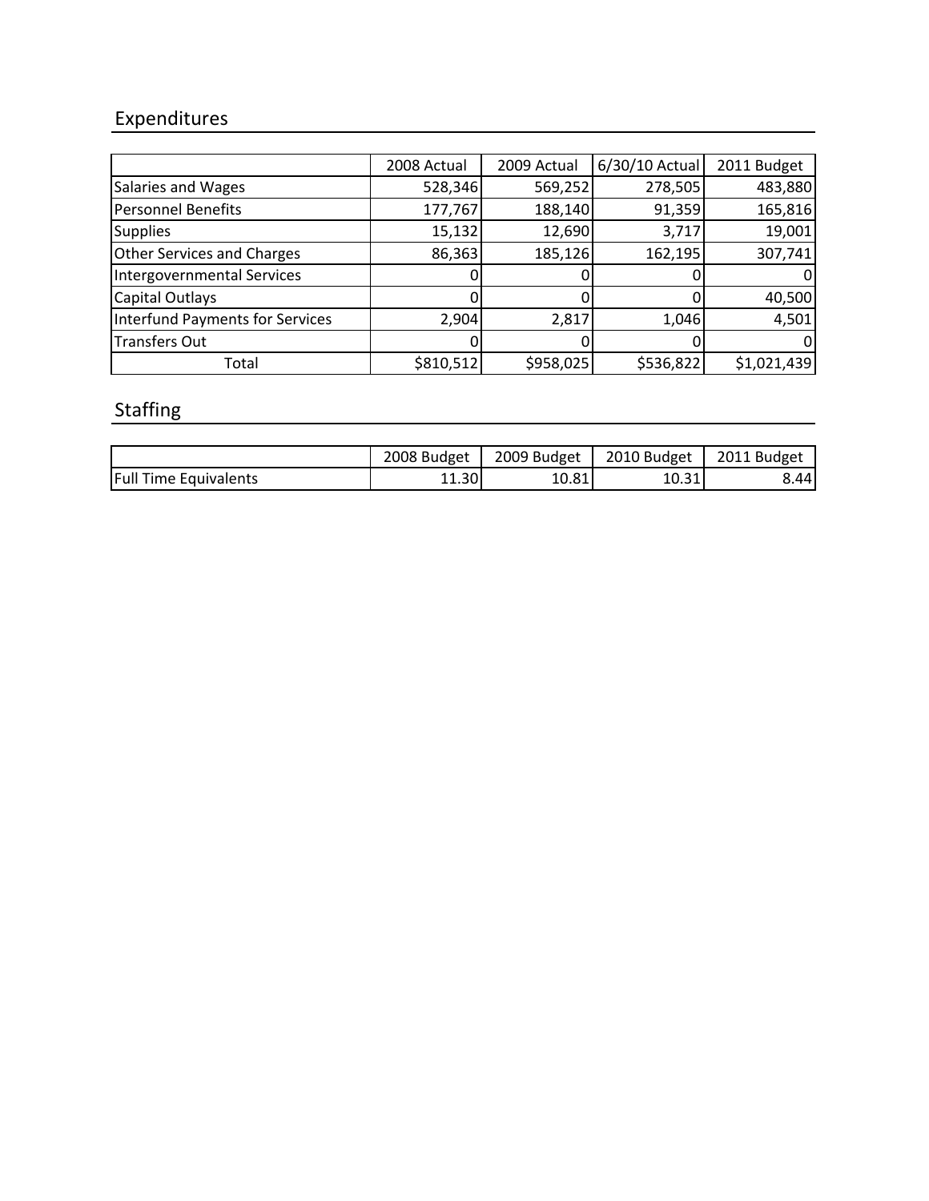## Expenditures

| | 2008 Actual | 2009 Actual | 6/30/10 Actual | 2011 Budget |
|---|---|---|---|---|
| Salaries and Wages | 528,346 | 569,252 | 278,505 | 483,880 |
| Personnel Benefits | 177,767 | 188,140 | 91,359 | 165,816 |
| Supplies | 15,132 | 12,690 | 3,717 | 19,001 |
| Other Services and Charges | 86,363 | 185,126 | 162,195 | 307,741 |
| Intergovernmental Services | 0 | 0 | 0 | 0 |
| Capital Outlays | 0 | 0 | 0 | 40,500 |
| Interfund Payments for Services | 2,904 | 2,817 | 1,046 | 4,501 |
| Transfers Out | 0 | 0 | 0 | 0 |
| Total | $810,512 | $958,025 | $536,822 | $1,021,439 |

## Staffing

| | 2008 Budget | 2009 Budget | 2010 Budget | 2011 Budget |
|---|---|---|---|---|
| Full Time Equivalents | 11.30 | 10.81 | 10.31 | 8.44 |